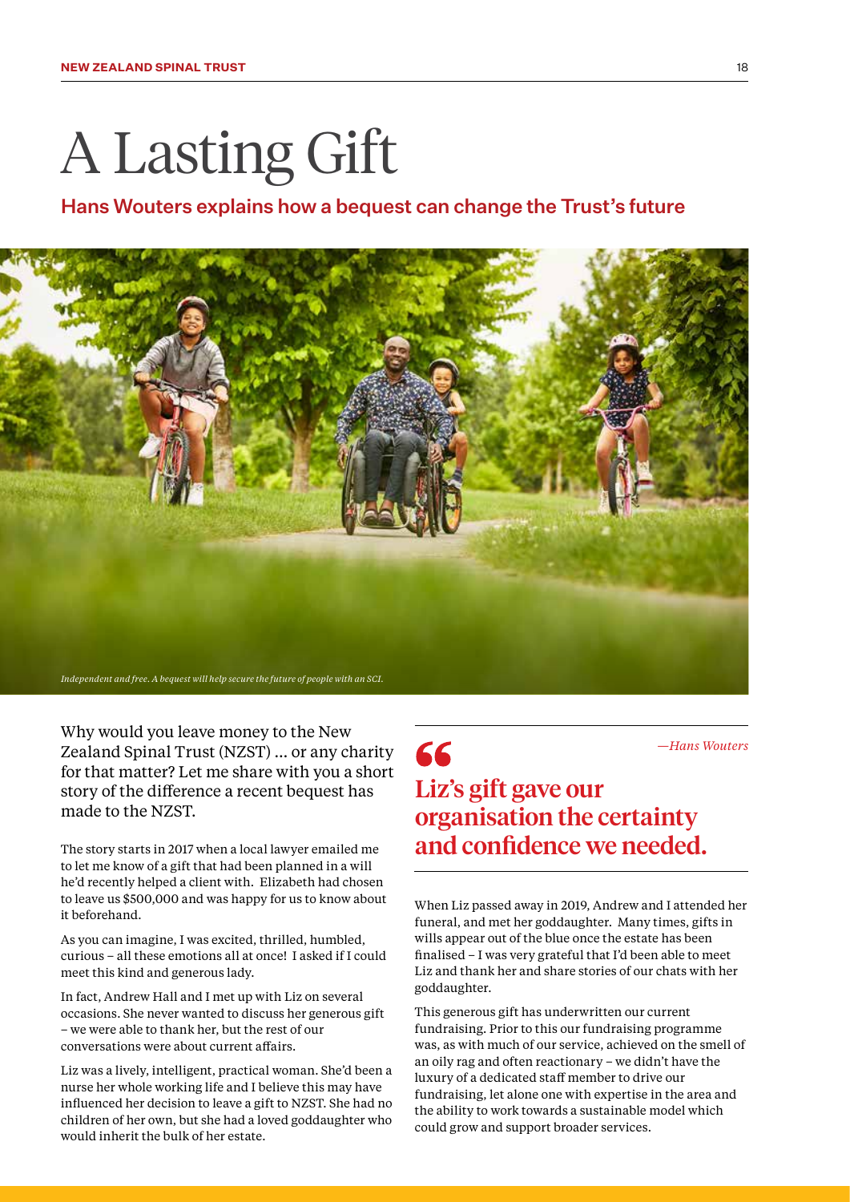# A Lasting Gift

## Hans Wouters explains how a bequest can change the Trust's future

*Independent and free. A bequest will help secure the future of people with an SCI.*

Why would you leave money to the New Zealand Spinal Trust (NZST) … or any charity for that matter? Let me share with you a short story of the difference a recent bequest has made to the NZST.

The story starts in 2017 when a local lawyer emailed me to let me know of a gift that had been planned in a will he'd recently helped a client with. Elizabeth had chosen to leave us $500,000 and was happy for us to know about it beforehand.

As you can imagine, I was excited, thrilled, humbled, curious – all these emotions all at once! I asked if I could meet this kind and generous lady.

In fact, Andrew Hall and I met up with Liz on several occasions. She never wanted to discuss her generous gift – we were able to thank her, but the rest of our conversations were about current affairs.

Liz was a lively, intelligent, practical woman. She'd been a nurse her whole working life and I believe this may have influenced her decision to leave a gift to NZST. She had no children of her own, but she had a loved goddaughter who would inherit the bulk of her estate.

> **"Liz's gift gave our organisation the certainty and confidence we needed.**
>
> *—Hans Wouters*

When Liz passed away in 2019, Andrew and I attended her funeral, and met her goddaughter. Many times, gifts in wills appear out of the blue once the estate has been finalised – I was very grateful that I'd been able to meet Liz and thank her and share stories of our chats with her goddaughter.

This generous gift has underwritten our current fundraising. Prior to this our fundraising programme was, as with much of our service, achieved on the smell of an oily rag and often reactionary – we didn't have the luxury of a dedicated staff member to drive our fundraising, let alone one with expertise in the area and the ability to work towards a sustainable model which could grow and support broader services.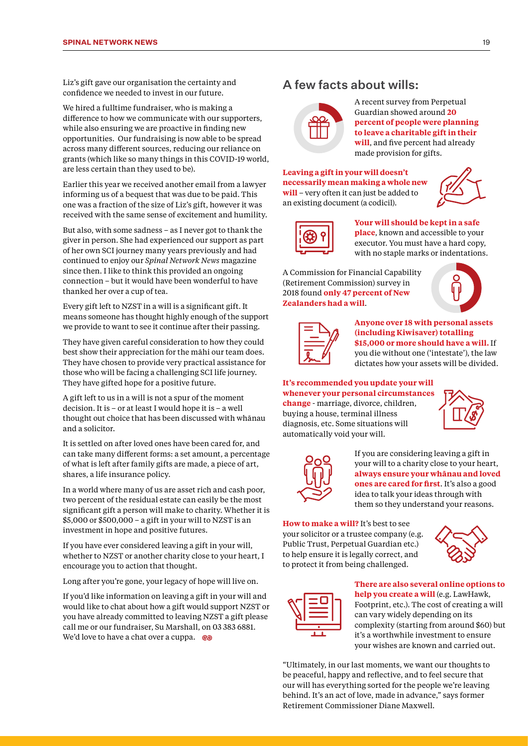Liz's gift gave our organisation the certainty and confidence we needed to invest in our future.

We hired a fulltime fundraiser, who is making a difference to how we communicate with our supporters, while also ensuring we are proactive in finding new opportunities. Our fundraising is now able to be spread across many different sources, reducing our reliance on grants (which like so many things in this COVID-19 world, are less certain than they used to be).

Earlier this year we received another email from a lawyer informing us of a bequest that was due to be paid. This one was a fraction of the size of Liz's gift, however it was received with the same sense of excitement and humility.

But also, with some sadness – as I never got to thank the giver in person. She had experienced our support as part of her own SCI journey many years previously and had continued to enjoy our *Spinal Network News* magazine since then. I like to think this provided an ongoing connection – but it would have been wonderful to have thanked her over a cup of tea.

Every gift left to NZST in a will is a significant gift. It means someone has thought highly enough of the support we provide to want to see it continue after their passing.

They have given careful consideration to how they could best show their appreciation for the māhi our team does. They have chosen to provide very practical assistance for those who will be facing a challenging SCI life journey. They have gifted hope for a positive future.

A gift left to us in a will is not a spur of the moment decision. It is – or at least I would hope it is – a well thought out choice that has been discussed with whānau and a solicitor.

It is settled on after loved ones have been cared for, and can take many different forms: a set amount, a percentage of what is left after family gifts are made, a piece of art, shares, a life insurance policy.

In a world where many of us are asset rich and cash poor, two percent of the residual estate can easily be the most significant gift a person will make to charity. Whether it is $5,000 or $500,000 – a gift in your will to NZST is an investment in hope and positive futures.

If you have ever considered leaving a gift in your will, whether to NZST or another charity close to your heart, I encourage you to action that thought.

Long after you're gone, your legacy of hope will live on.

If you'd like information on leaving a gift in your will and would like to chat about how a gift would support NZST or you have already committed to leaving NZST a gift please call me or our fundraiser, Su Marshall, on 03 383 6881. We'd love to have a chat over a cuppa.

## A few facts about wills:

A recent survey from Perpetual Guardian showed around **20 percent of people were planning to leave a charitable gift in their will**, and five percent had already made provision for gifts.

**Leaving a gift in your will doesn't necessarily mean making a whole new will** – very often it can just be added to an existing document (a codicil).

**Your will should be kept in a safe place**, known and accessible to your executor. You must have a hard copy, with no staple marks or indentations.

A Commission for Financial Capability (Retirement Commission) survey in 2018 found **only 47 percent of New Zealanders had a will**.

**Anyone over 18 with personal assets (including Kiwisaver) totalling $15,000 or more should have a will.** If you die without one ('intestate'), the law dictates how your assets will be divided.

**It's recommended you update your will whenever your personal circumstances change** - marriage, divorce, children, buying a house, terminal illness diagnosis, etc. Some situations will automatically void your will.

If you are considering leaving a gift in your will to a charity close to your heart, **always ensure your whānau and loved ones are cared for first**. It's also a good idea to talk your ideas through with them so they understand your reasons.

**How to make a will?** It's best to see your solicitor or a trustee company (e.g. Public Trust, Perpetual Guardian etc.) to help ensure it is legally correct, and to protect it from being challenged.

**There are also several online options to help you create a will** (e.g. LawHawk, Footprint, etc.). The cost of creating a will can vary widely depending on its complexity (starting from around $60) but it's a worthwhile investment to ensure your wishes are known and carried out.

"Ultimately, in our last moments, we want our thoughts to be peaceful, happy and reflective, and to feel secure that our will has everything sorted for the people we're leaving behind. It's an act of love, made in advance," says former Retirement Commissioner Diane Maxwell.